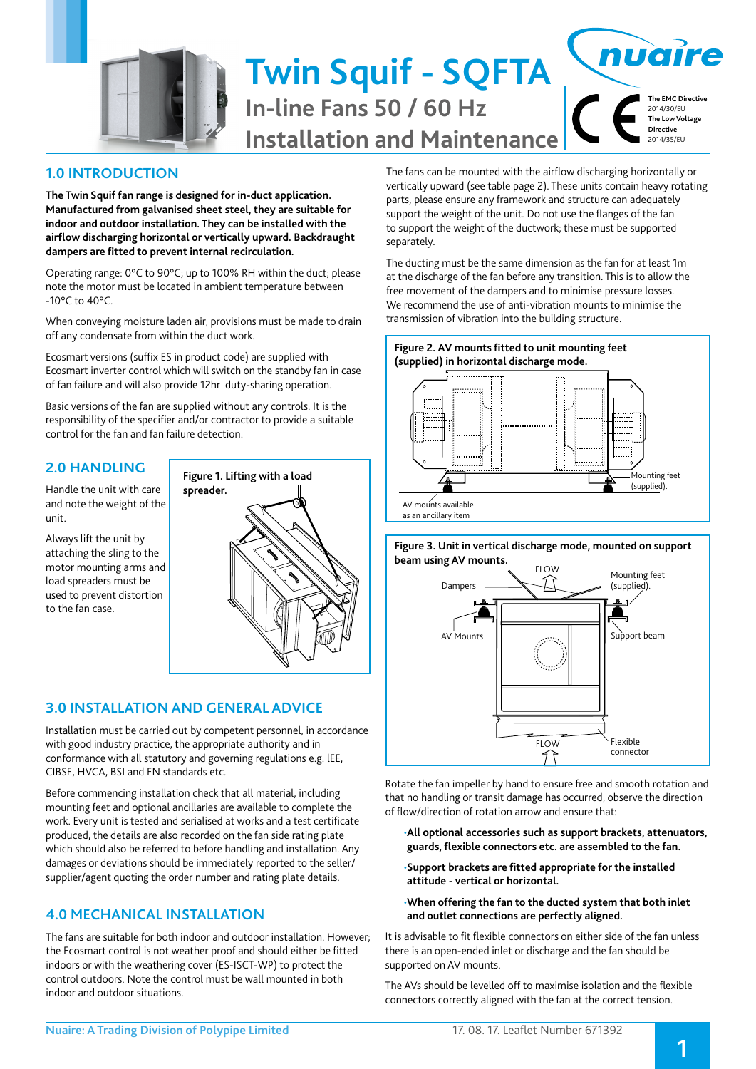# Twin Squif - SQFTA

## In-line Fans 50 / 60 Hz

## Installation and Maintenance

The EMC Directive 2014/30/EU
The Low Voltage Directive 2014/35/EU

## 1.0 INTRODUCTION

**The Twin Squif fan range is designed for in-duct application. Manufactured from galvanised sheet steel, they are suitable for indoor and outdoor installation. They can be installed with the airflow discharging horizontal or vertically upward. Backdraught dampers are fitted to prevent internal recirculation.**

Operating range: 0°C to 90°C; up to 100% RH within the duct; please note the motor must be located in ambient temperature between -10°C to 40°C.

When conveying moisture laden air, provisions must be made to drain off any condensate from within the duct work.

Ecosmart versions (suffix ES in product code) are supplied with Ecosmart inverter control which will switch on the standby fan in case of fan failure and will also provide 12hr duty-sharing operation.

Basic versions of the fan are supplied without any controls. It is the responsibility of the specifier and/or contractor to provide a suitable control for the fan and fan failure detection.

## 2.0 HANDLING

Handle the unit with care and note the weight of the unit.

Always lift the unit by attaching the sling to the motor mounting arms and load spreaders must be used to prevent distortion to the fan case.

**Figure 1. Lifting with a load spreader.**

## 3.0 INSTALLATION AND GENERAL ADVICE

Installation must be carried out by competent personnel, in accordance with good industry practice, the appropriate authority and in conformance with all statutory and governing regulations e.g. IEE, CIBSE, HVCA, BSI and EN standards etc.

Before commencing installation check that all material, including mounting feet and optional ancillaries are available to complete the work. Every unit is tested and serialised at works and a test certificate produced, the details are also recorded on the fan side rating plate which should also be referred to before handling and installation. Any damages or deviations should be immediately reported to the seller/supplier/agent quoting the order number and rating plate details.

## 4.0 MECHANICAL INSTALLATION

The fans are suitable for both indoor and outdoor installation. However; the Ecosmart control is not weather proof and should either be fitted indoors or with the weathering cover (ES-ISCT-WP) to protect the control outdoors. Note the control must be wall mounted in both indoor and outdoor situations.

The fans can be mounted with the airflow discharging horizontally or vertically upward (see table page 2). These units contain heavy rotating parts, please ensure any framework and structure can adequately support the weight of the unit. Do not use the flanges of the fan to support the weight of the ductwork; these must be supported separately.

The ducting must be the same dimension as the fan for at least 1m at the discharge of the fan before any transition. This is to allow the free movement of the dampers and to minimise pressure losses. We recommend the use of anti-vibration mounts to minimise the transmission of vibration into the building structure.

**Figure 2. AV mounts fitted to unit mounting feet (supplied) in horizontal discharge mode.**

Mounting feet (supplied).
AV mounts available as an ancillary item

**Figure 3. Unit in vertical discharge mode, mounted on support beam using AV mounts.**

FLOW
Dampers
Mounting feet (supplied).
AV Mounts
Support beam
FLOW
Flexible connector

Rotate the fan impeller by hand to ensure free and smooth rotation and that no handling or transit damage has occurred, observe the direction of flow/direction of rotation arrow and ensure that:

- **All optional accessories such as support brackets, attenuators, guards, flexible connectors etc. are assembled to the fan.**
- **Support brackets are fitted appropriate for the installed attitude - vertical or horizontal.**
- **When offering the fan to the ducted system that both inlet and outlet connections are perfectly aligned.**

It is advisable to fit flexible connectors on either side of the fan unless there is an open-ended inlet or discharge and the fan should be supported on AV mounts.

The AVs should be levelled off to maximise isolation and the flexible connectors correctly aligned with the fan at the correct tension.

Nuaire: A Trading Division of Polypipe Limited    17. 08. 17. Leaflet Number 671392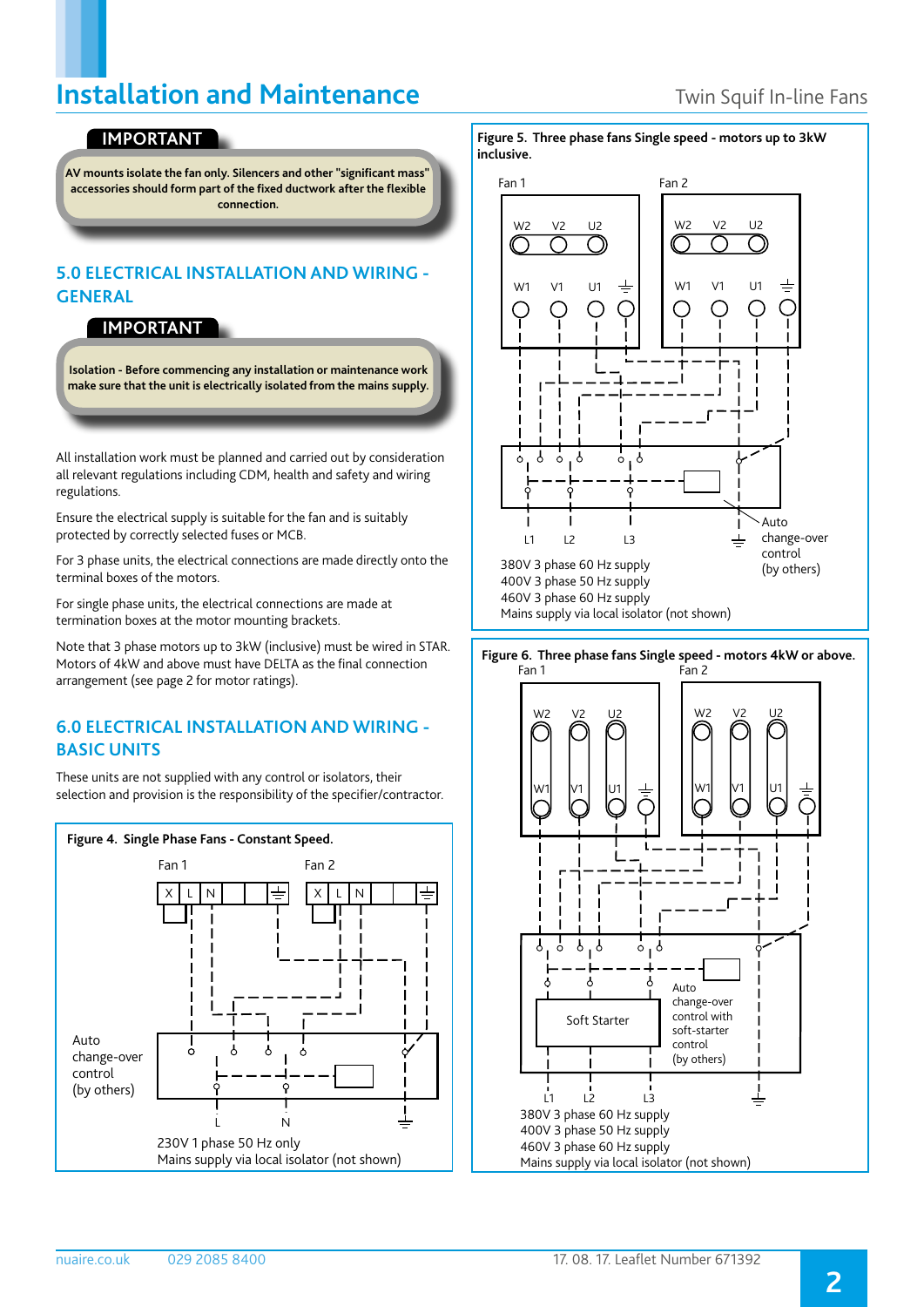## Installation and Maintenance

**IMPORTANT**

**AV mounts isolate the fan only. Silencers and other "significant mass" accessories should form part of the fixed ductwork after the flexible connection.**

## 5.0 ELECTRICAL INSTALLATION AND WIRING - GENERAL

**IMPORTANT**

**Isolation - Before commencing any installation or maintenance work make sure that the unit is electrically isolated from the mains supply.**

All installation work must be planned and carried out by consideration all relevant regulations including CDM, health and safety and wiring regulations.

Ensure the electrical supply is suitable for the fan and is suitably protected by correctly selected fuses or MCB.

For 3 phase units, the electrical connections are made directly onto the terminal boxes of the motors.

For single phase units, the electrical connections are made at termination boxes at the motor mounting brackets.

Note that 3 phase motors up to 3kW (inclusive) must be wired in STAR. Motors of 4kW and above must have DELTA as the final connection arrangement (see page 2 for motor ratings).

## 6.0 ELECTRICAL INSTALLATION AND WIRING - BASIC UNITS

These units are not supplied with any control or isolators, their selection and provision is the responsibility of the specifier/contractor.

**Figure 4. Single Phase Fans - Constant Speed.**

Fan 1 — X L N ⏚; Fan 2 — X L N ⏚

Auto change-over control (by others)

L N ⏚

230V 1 phase 50 Hz only
Mains supply via local isolator (not shown)

**Figure 5. Three phase fans Single speed - motors up to 3kW inclusive.**

Fan 1 — W2 V2 U2 / W1 V1 U1 ⏚; Fan 2 — W2 V2 U2 / W1 V1 U1 ⏚

Auto change-over control (by others)

L1 L2 L3 ⏚

380V 3 phase 60 Hz supply
400V 3 phase 50 Hz supply
460V 3 phase 60 Hz supply
Mains supply via local isolator (not shown)

**Figure 6. Three phase fans Single speed - motors 4kW or above.**

Fan 1 — W2 V2 U2 / W1 V1 U1 ⏚; Fan 2 — W2 V2 U2 / W1 V1 U1 ⏚

Soft Starter

Auto change-over control with soft-starter control (by others)

L1 L2 L3 ⏚

380V 3 phase 60 Hz supply
400V 3 phase 50 Hz supply
460V 3 phase 60 Hz supply
Mains supply via local isolator (not shown)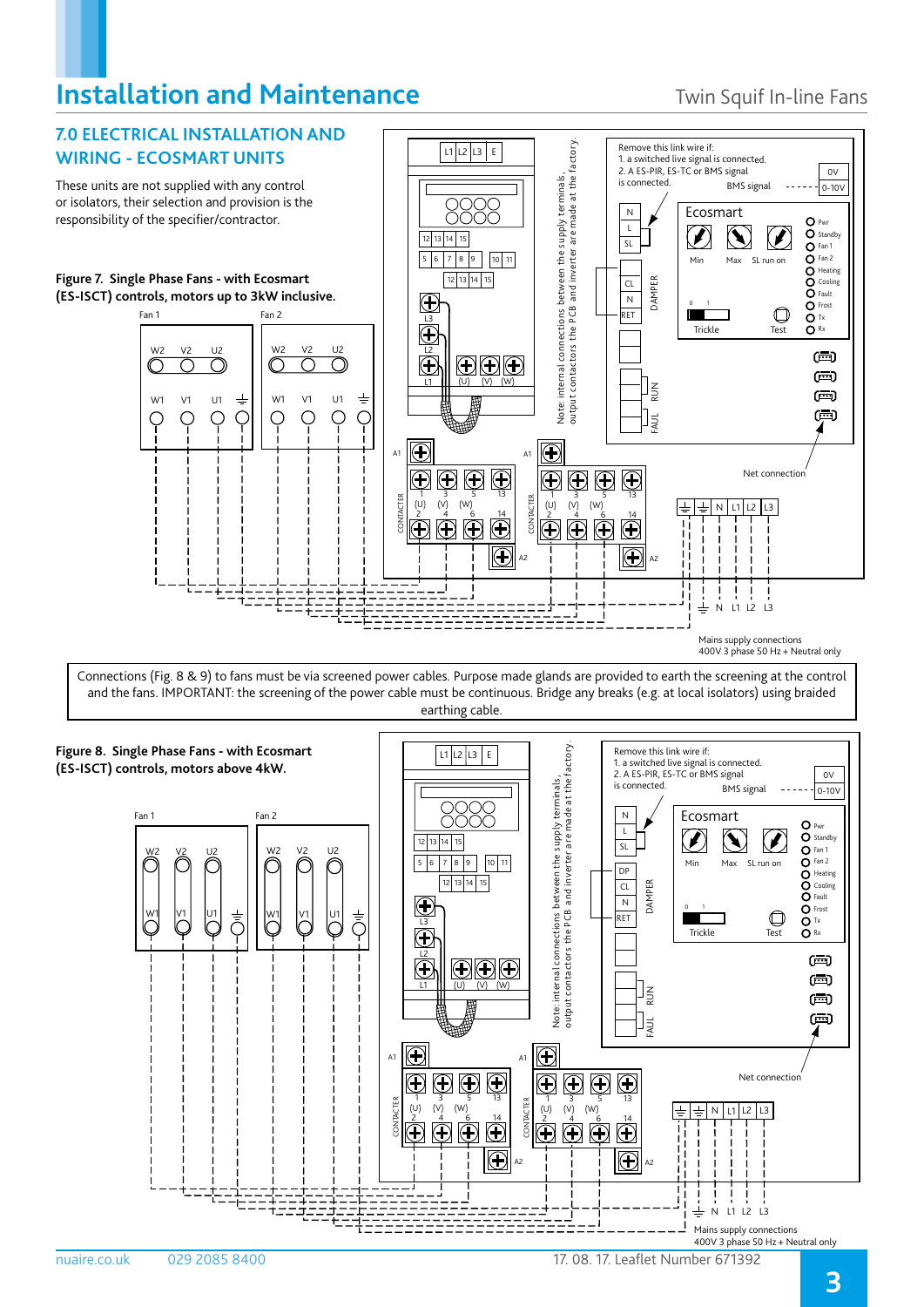## 7.0 ELECTRICAL INSTALLATION AND WIRING - ECOSMART UNITS

These units are not supplied with any control or isolators, their selection and provision is the responsibility of the specifier/contractor.

**Figure 7. Single Phase Fans - with Ecosmart (ES-ISCT) controls, motors up to 3kW inclusive.**

Fan 1 Fan 2

W2 V2 U2 W1 V1 U1

Note: internal connections between the supply terminals, output contactors the PCB and inverter are made at the factory.

Remove this link wire if:
1. a switched live signal is connected.
2. A ES-PIR, ES-TC or BMS signal is connected.

BMS signal 0V 0-10V

Ecosmart

Min Max SL run on

Trickle Test

Pwr Standby Fan 1 Fan 2 Heating Cooling Fault Frost Tx Rx

DAMPER RUN FAUL

CONTACTER

Net connection

Mains supply connections
400V 3 phase 50 Hz + Neutral only

Connections (Fig. 8 & 9) to fans must be via screened power cables. Purpose made glands are provided to earth the screening at the control and the fans. IMPORTANT: the screening of the power cable must be continuous. Bridge any breaks (e.g. at local isolators) using braided earthing cable.

**Figure 8. Single Phase Fans - with Ecosmart (ES-ISCT) controls, motors above 4kW.**

Fan 1 Fan 2

Note: internal connections between the supply terminals, output contactors the PCB and inverter are made at the factory.

Remove this link wire if:
1. a switched live signal is connected.
2. A ES-PIR, ES-TC or BMS signal is connected.

BMS signal 0V 0-10V

Ecosmart

Net connection

Mains supply connections
400V 3 phase 50 Hz + Neutral only

17. 08. 17. Leaflet Number 671392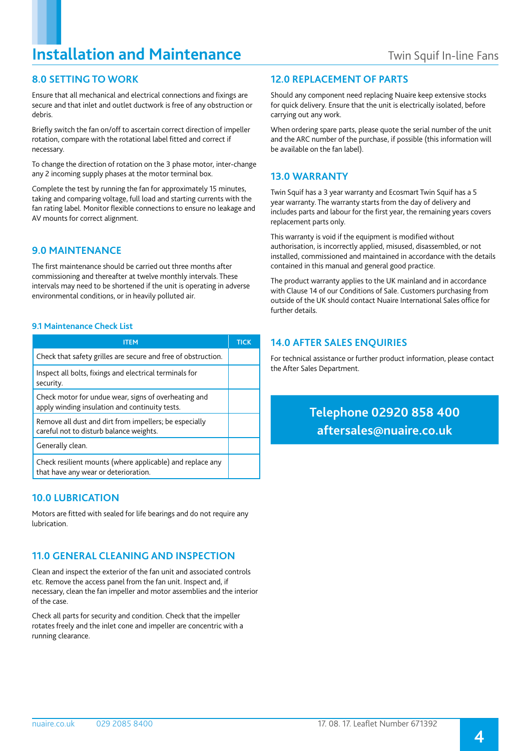## 8.0 SETTING TO WORK

Ensure that all mechanical and electrical connections and fixings are secure and that inlet and outlet ductwork is free of any obstruction or debris.

Briefly switch the fan on/off to ascertain correct direction of impeller rotation, compare with the rotational label fitted and correct if necessary.

To change the direction of rotation on the 3 phase motor, inter-change any 2 incoming supply phases at the motor terminal box.

Complete the test by running the fan for approximately 15 minutes, taking and comparing voltage, full load and starting currents with the fan rating label. Monitor flexible connections to ensure no leakage and AV mounts for correct alignment.

## 9.0 MAINTENANCE

The first maintenance should be carried out three months after commissioning and thereafter at twelve monthly intervals. These intervals may need to be shortened if the unit is operating in adverse environmental conditions, or in heavily polluted air.

### 9.1 Maintenance Check List

| ITEM | TICK |
|---|---|
| Check that safety grilles are secure and free of obstruction. | |
| Inspect all bolts, fixings and electrical terminals for security. | |
| Check motor for undue wear, signs of overheating and apply winding insulation and continuity tests. | |
| Remove all dust and dirt from impellers; be especially careful not to disturb balance weights. | |
| Generally clean. | |
| Check resilient mounts (where applicable) and replace any that have any wear or deterioration. | |

## 10.0 LUBRICATION

Motors are fitted with sealed for life bearings and do not require any lubrication.

## 11.0 GENERAL CLEANING AND INSPECTION

Clean and inspect the exterior of the fan unit and associated controls etc. Remove the access panel from the fan unit. Inspect and, if necessary, clean the fan impeller and motor assemblies and the interior of the case.

Check all parts for security and condition. Check that the impeller rotates freely and the inlet cone and impeller are concentric with a running clearance.

## 12.0 REPLACEMENT OF PARTS

Should any component need replacing Nuaire keep extensive stocks for quick delivery. Ensure that the unit is electrically isolated, before carrying out any work.

When ordering spare parts, please quote the serial number of the unit and the ARC number of the purchase, if possible (this information will be available on the fan label).

## 13.0 WARRANTY

Twin Squif has a 3 year warranty and Ecosmart Twin Squif has a 5 year warranty. The warranty starts from the day of delivery and includes parts and labour for the first year, the remaining years covers replacement parts only.

This warranty is void if the equipment is modified without authorisation, is incorrectly applied, misused, disassembled, or not installed, commissioned and maintained in accordance with the details contained in this manual and general good practice.

The product warranty applies to the UK mainland and in accordance with Clause 14 of our Conditions of Sale. Customers purchasing from outside of the UK should contact Nuaire International Sales office for further details.

## 14.0 AFTER SALES ENQUIRIES

For technical assistance or further product information, please contact the After Sales Department.

**Telephone 02920 858 400**
**aftersales@nuaire.co.uk**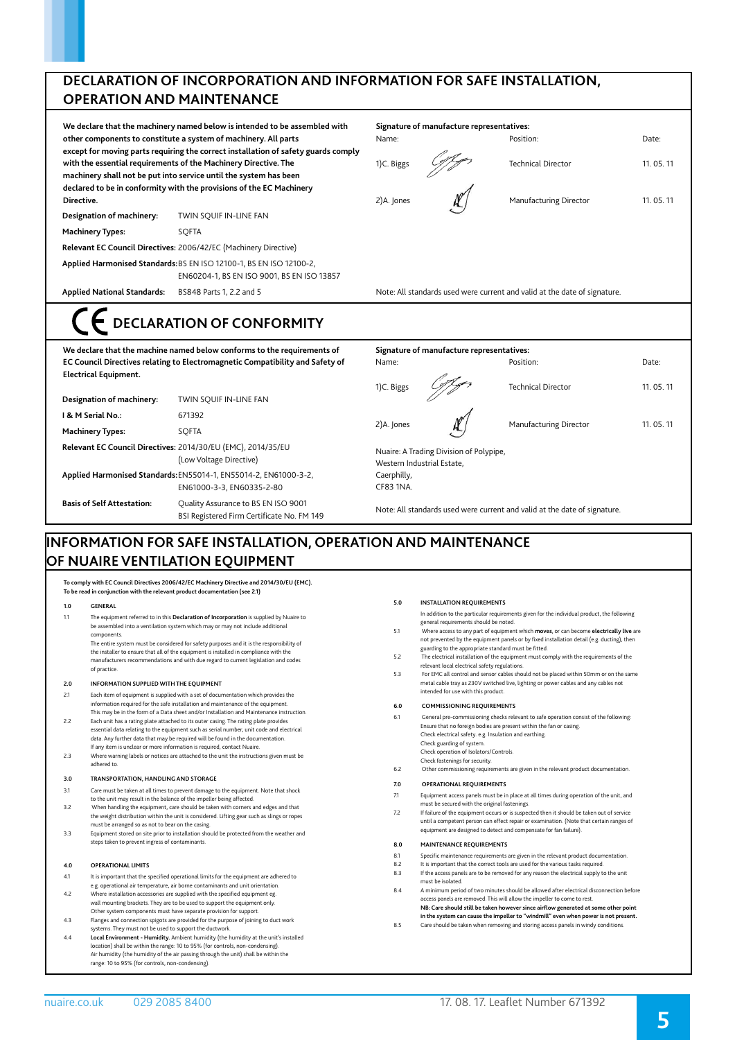## DECLARATION OF INCORPORATION AND INFORMATION FOR SAFE INSTALLATION, OPERATION AND MAINTENANCE

**We declare that the machinery named below is intended to be assembled with other components to constitute a system of machinery. All parts except for moving parts requiring the correct installation of safety guards comply with the essential requirements of the Machinery Directive. The machinery shall not be put into service until the system has been declared to be in conformity with the provisions of the EC Machinery Directive.**

| | |
|---|---|
| **Designation of machinery:** | TWIN SQUIF IN-LINE FAN |
| **Machinery Types:** | SQFTA |
| **Relevant EC Council Directives:** | 2006/42/EC (Machinery Directive) |
| **Applied Harmonised Standards:** | BS EN ISO 12100-1, BS EN ISO 12100-2, EN60204-1, BS EN ISO 9001, BS EN ISO 13857 |
| **Applied National Standards:** | BS848 Parts 1, 2.2 and 5 |

**Signature of manufacture representatives:**

| Name: | | Position: | Date: |
|---|---|---|---|
| 1)C. Biggs | | Technical Director | 11. 05. 11 |
| 2)A. Jones | | Manufacturing Director | 11. 05. 11 |

Note: All standards used were current and valid at the date of signature.

## CE DECLARATION OF CONFORMITY

**We declare that the machine named below conforms to the requirements of EC Council Directives relating to Electromagnetic Compatibility and Safety of Electrical Equipment.**

| | |
|---|---|
| **Designation of machinery:** | TWIN SQUIF IN-LINE FAN |
| **I & M Serial No.:** | 671392 |
| **Machinery Types:** | SQFTA |
| **Relevant EC Council Directives:** | 2014/30/EU (EMC), 2014/35/EU (Low Voltage Directive) |
| **Applied Harmonised Standards:** | EN55014-1, EN55014-2, EN61000-3-2, EN61000-3-3, EN60335-2-80 |
| **Basis of Self Attestation:** | Quality Assurance to BS EN ISO 9001 BSI Registered Firm Certificate No. FM 149 |

**Signature of manufacture representatives:**

| Name: | | Position: | Date: |
|---|---|---|---|
| 1)C. Biggs | | Technical Director | 11. 05. 11 |
| 2)A. Jones | | Manufacturing Director | 11. 05. 11 |

Nuaire: A Trading Division of Polypipe,
Western Industrial Estate,
Caerphilly,
CF83 1NA.

Note: All standards used were current and valid at the date of signature.

## INFORMATION FOR SAFE INSTALLATION, OPERATION AND MAINTENANCE OF NUAIRE VENTILATION EQUIPMENT

**To comply with EC Council Directives 2006/42/EC Machinery Directive and 2014/30/EU (EMC). To be read in conjunction with the relevant product documentation (see 2.1)**

**1.0 GENERAL**

1.1 The equipment referred to in this **Declaration of Incorporation** is supplied by Nuaire to be assembled into a ventilation system which may or may not include additional components.
The entire system must be considered for safety purposes and it is the responsibility of the installer to ensure that all of the equipment is installed in compliance with the manufacturers recommendations and with due regard to current legislation and codes of practice.

**2.0 INFORMATION SUPPLIED WITH THE EQUIPMENT**

2.1 Each item of equipment is supplied with a set of documentation which provides the information required for the safe installation and maintenance of the equipment. This may be in the form of a Data sheet and/or Installation and Maintenance instruction.

2.2 Each unit has a rating plate attached to its outer casing. The rating plate provides essential data relating to the equipment such as serial number, unit code and electrical data. Any further data that may be required will be found in the documentation. If any item is unclear or more information is required, contact Nuaire.

2.3 Where warning labels or notices are attached to the unit the instructions given must be adhered to.

**3.0 TRANSPORTATION, HANDLING AND STORAGE**

3.1 Care must be taken at all times to prevent damage to the equipment. Note that shock to the unit may result in the balance of the impeller being affected.

3.2 When handling the equipment, care should be taken with corners and edges and that the weight distribution within the unit is considered. Lifting gear such as slings or ropes must be arranged so as not to bear on the casing.

3.3 Equipment stored on site prior to installation should be protected from the weather and steps taken to prevent ingress of contaminants.

**4.0 OPERATIONAL LIMITS**

4.1 It is important that the specified operational limits for the equipment are adhered to e.g. operational air temperature, air borne contaminants and unit orientation.

4.2 Where installation accessories are supplied with the specified equipment eg. wall mounting brackets. They are to be used to support the equipment only. Other system components must have separate provision for support.

4.3 Flanges and connection spigots are provided for the purpose of joining to duct work systems. They must not be used to support the ductwork.

4.4 **Local Environment - Humidity.** Ambient humidity (the humidity at the unit's installed location) shall be within the range: 10 to 95% (for controls, non-condensing). Air humidity (the humidity of the air passing through the unit) shall be within the range: 10 to 95% (for controls, non-condensing).

**5.0 INSTALLATION REQUIREMENTS**

In addition to the particular requirements given for the individual product, the following general requirements should be noted.

5.1 Where access to any part of equipment which **moves**, or can become **electrically live** are not prevented by the equipment panels or by fixed installation detail (e.g. ducting), then guarding to the appropriate standard must be fitted.

5.2 The electrical installation of the equipment must comply with the requirements of the relevant local electrical safety regulations.

5.3 For EMC all control and sensor cables should not be placed within 50mm or on the same metal cable tray as 230V switched live, lighting or power cables and any cables not intended for use with this product.

**6.0 COMMISSIONING REQUIREMENTS**

6.1 General pre-commissioning checks relevant to safe operation consist of the following:
Ensure that no foreign bodies are present within the fan or casing.
Check electrical safety. e.g. Insulation and earthing.
Check guarding of system.
Check operation of Isolators/Controls.
Check fastenings for security.

6.2 Other commissioning requirements are given in the relevant product documentation.

**7.0 OPERATIONAL REQUIREMENTS**

7.1 Equipment access panels must be in place at all times during operation of the unit, and must be secured with the original fastenings.

7.2 If failure of the equipment occurs or is suspected then it should be taken out of service until a competent person can effect repair or examination. (Note that certain ranges of equipment are designed to detect and compensate for fan failure).

**8.0 MAINTENANCE REQUIREMENTS**

8.1 Specific maintenance requirements are given in the relevant product documentation.

8.2 It is important that the correct tools are used for the various tasks required.

8.3 If the access panels are to be removed for any reason the electrical supply to the unit must be isolated.

8.4 A minimum period of two minutes should be allowed after electrical disconnection before access panels are removed. This will allow the impeller to come to rest.
**NB: Care should still be taken however since airflow generated at some other point in the system can cause the impeller to "windmill" even when power is not present.**

8.5 Care should be taken when removing and storing access panels in windy conditions.

nuaire.co.uk 029 2085 8400 17. 08. 17. Leaflet Number 671392